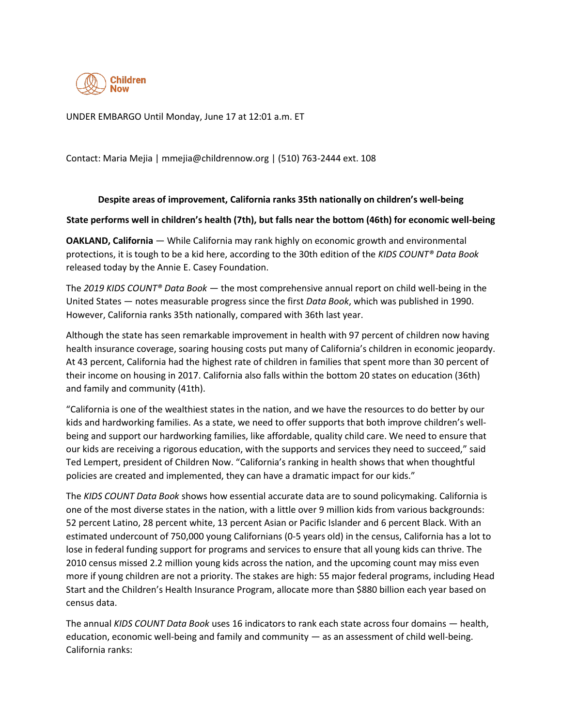Children Now

UNDER EMBARGO Until Monday, June 17 at 12:01 a.m. ET

Contact: Maria Mejia | mmejia@childrennow.org | (510) 763-2444 ext. 108

**Despite areas of improvement, California ranks 35th nationally on children's well-being**

**State performs well in children's health (7th), but falls near the bottom (46th) for economic well-being**

**OAKLAND, California** — While California may rank highly on economic growth and environmental protections, it is tough to be a kid here, according to the 30th edition of the *KIDS COUNT® Data Book* released today by the Annie E. Casey Foundation.

The *2019 KIDS COUNT® Data Book* — the most comprehensive annual report on child well-being in the United States — notes measurable progress since the first *Data Book*, which was published in 1990. However, California ranks 35th nationally, compared with 36th last year.

Although the state has seen remarkable improvement in health with 97 percent of children now having health insurance coverage, soaring housing costs put many of California's children in economic jeopardy. At 43 percent, California had the highest rate of children in families that spent more than 30 percent of their income on housing in 2017. California also falls within the bottom 20 states on education (36th) and family and community (41th).

"California is one of the wealthiest states in the nation, and we have the resources to do better by our kids and hardworking families. As a state, we need to offer supports that both improve children's well-being and support our hardworking families, like affordable, quality child care. We need to ensure that our kids are receiving a rigorous education, with the supports and services they need to succeed," said Ted Lempert, president of Children Now. "California's ranking in health shows that when thoughtful policies are created and implemented, they can have a dramatic impact for our kids."

The *KIDS COUNT Data Book* shows how essential accurate data are to sound policymaking. California is one of the most diverse states in the nation, with a little over 9 million kids from various backgrounds: 52 percent Latino, 28 percent white, 13 percent Asian or Pacific Islander and 6 percent Black. With an estimated undercount of 750,000 young Californians (0-5 years old) in the census, California has a lot to lose in federal funding support for programs and services to ensure that all young kids can thrive. The 2010 census missed 2.2 million young kids across the nation, and the upcoming count may miss even more if young children are not a priority. The stakes are high: 55 major federal programs, including Head Start and the Children's Health Insurance Program, allocate more than $880 billion each year based on census data.

The annual *KIDS COUNT Data Book* uses 16 indicators to rank each state across four domains — health, education, economic well-being and family and community — as an assessment of child well-being. California ranks: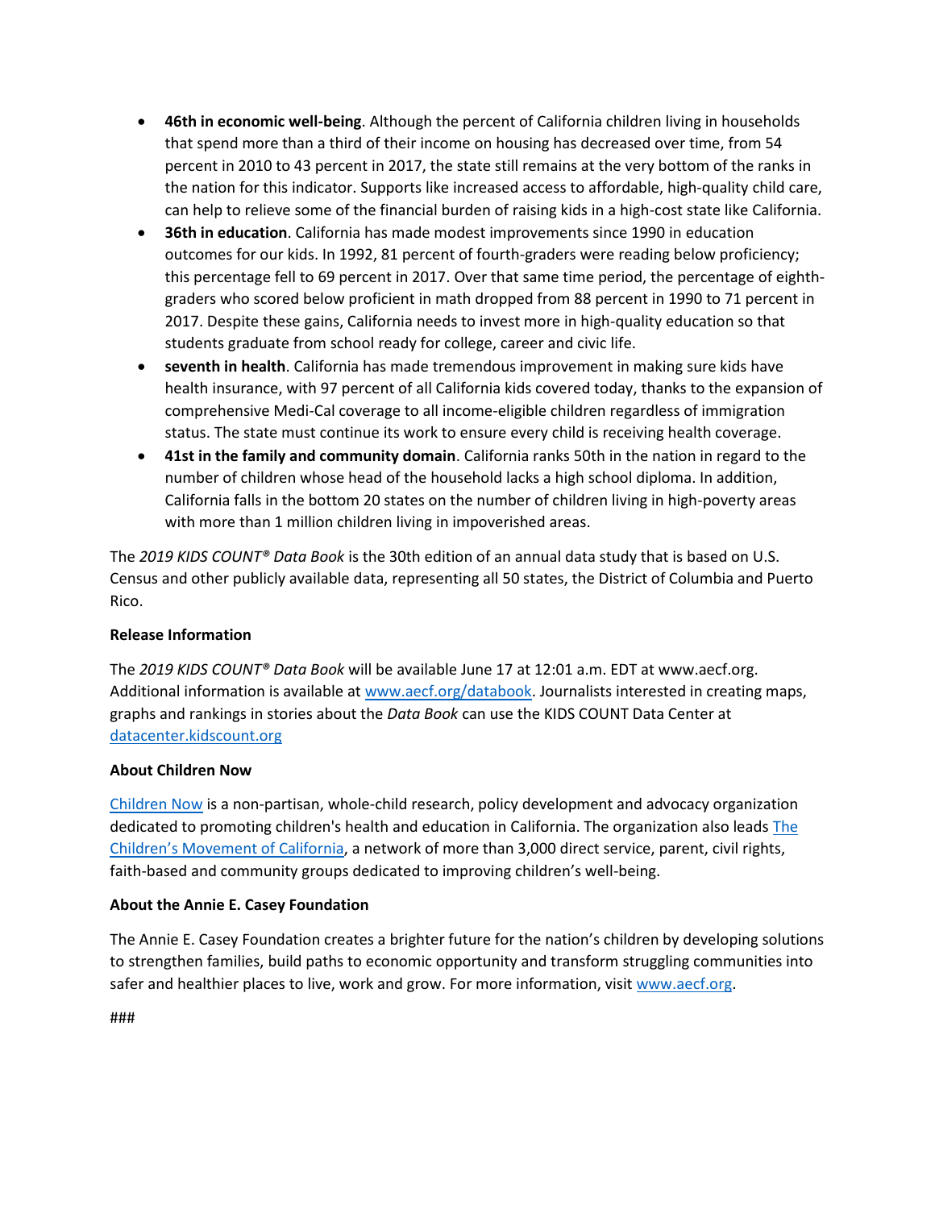- **46th in economic well-being**. Although the percent of California children living in households that spend more than a third of their income on housing has decreased over time, from 54 percent in 2010 to 43 percent in 2017, the state still remains at the very bottom of the ranks in the nation for this indicator. Supports like increased access to affordable, high-quality child care, can help to relieve some of the financial burden of raising kids in a high-cost state like California.
- **36th in education**. California has made modest improvements since 1990 in education outcomes for our kids. In 1992, 81 percent of fourth-graders were reading below proficiency; this percentage fell to 69 percent in 2017. Over that same time period, the percentage of eighth-graders who scored below proficient in math dropped from 88 percent in 1990 to 71 percent in 2017. Despite these gains, California needs to invest more in high-quality education so that students graduate from school ready for college, career and civic life.
- **seventh in health**. California has made tremendous improvement in making sure kids have health insurance, with 97 percent of all California kids covered today, thanks to the expansion of comprehensive Medi-Cal coverage to all income-eligible children regardless of immigration status. The state must continue its work to ensure every child is receiving health coverage.
- **41st in the family and community domain**. California ranks 50th in the nation in regard to the number of children whose head of the household lacks a high school diploma. In addition, California falls in the bottom 20 states on the number of children living in high-poverty areas with more than 1 million children living in impoverished areas.

The *2019 KIDS COUNT® Data Book* is the 30th edition of an annual data study that is based on U.S. Census and other publicly available data, representing all 50 states, the District of Columbia and Puerto Rico.

**Release Information**

The *2019 KIDS COUNT® Data Book* will be available June 17 at 12:01 a.m. EDT at www.aecf.org. Additional information is available at www.aecf.org/databook. Journalists interested in creating maps, graphs and rankings in stories about the *Data Book* can use the KIDS COUNT Data Center at datacenter.kidscount.org

**About Children Now**

Children Now is a non-partisan, whole-child research, policy development and advocacy organization dedicated to promoting children's health and education in California. The organization also leads The Children's Movement of California, a network of more than 3,000 direct service, parent, civil rights, faith-based and community groups dedicated to improving children's well-being.

**About the Annie E. Casey Foundation**

The Annie E. Casey Foundation creates a brighter future for the nation's children by developing solutions to strengthen families, build paths to economic opportunity and transform struggling communities into safer and healthier places to live, work and grow. For more information, visit www.aecf.org.

###